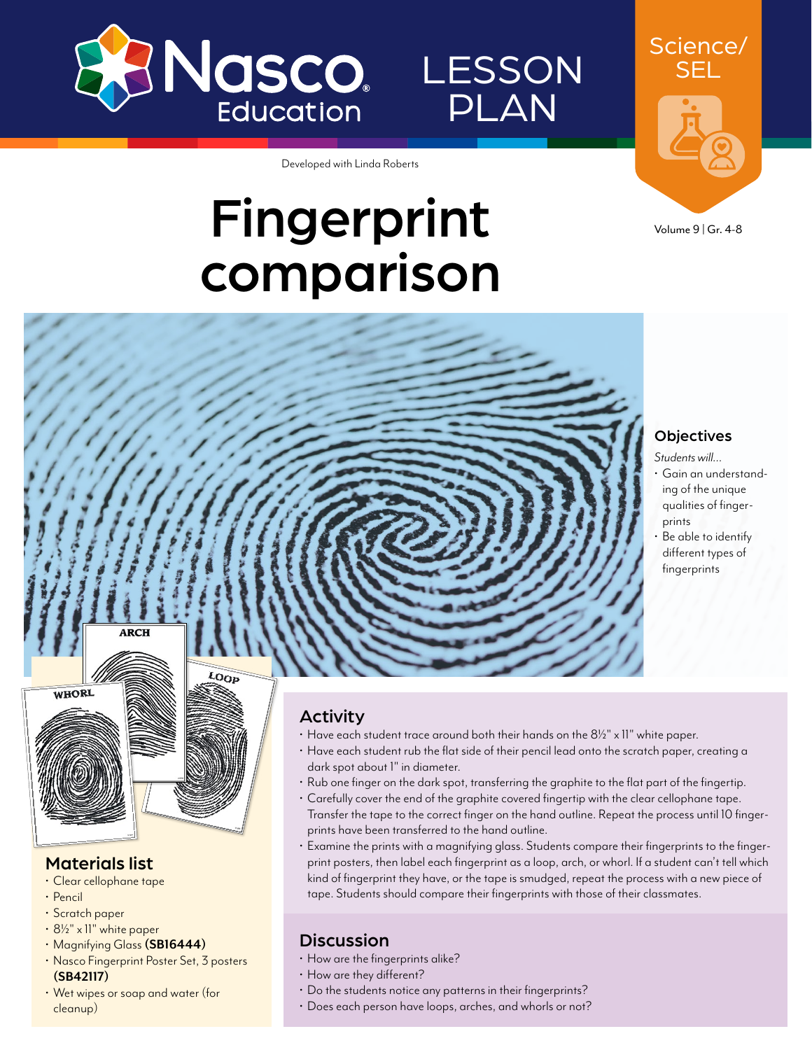Nasco Education

LESSON PLAN

Science/ SEL

Developed with Linda Roberts

Volume 9 | Gr. 4-8

# Fingerprint comparison

## Objectives

*Students will...*

- Gain an understanding of the unique qualities of fingerprints
- Be able to identify different types of fingerprints

## Materials list

- Clear cellophane tape
- Pencil
- Scratch paper
- 8½" x 11" white paper
- Magnifying Glass **(SB16444)**
- Nasco Fingerprint Poster Set, 3 posters **(SB42117)**
- Wet wipes or soap and water (for cleanup)

## Activity

- Have each student trace around both their hands on the 8½" x 11" white paper.
- Have each student rub the flat side of their pencil lead onto the scratch paper, creating a dark spot about 1" in diameter.
- Rub one finger on the dark spot, transferring the graphite to the flat part of the fingertip.
- Carefully cover the end of the graphite covered fingertip with the clear cellophane tape. Transfer the tape to the correct finger on the hand outline. Repeat the process until 10 fingerprints have been transferred to the hand outline.
- Examine the prints with a magnifying glass. Students compare their fingerprints to the fingerprint posters, then label each fingerprint as a loop, arch, or whorl. If a student can't tell which kind of fingerprint they have, or the tape is smudged, repeat the process with a new piece of tape. Students should compare their fingerprints with those of their classmates.

## Discussion

- How are the fingerprints alike?
- How are they different?
- Do the students notice any patterns in their fingerprints?
- Does each person have loops, arches, and whorls or not?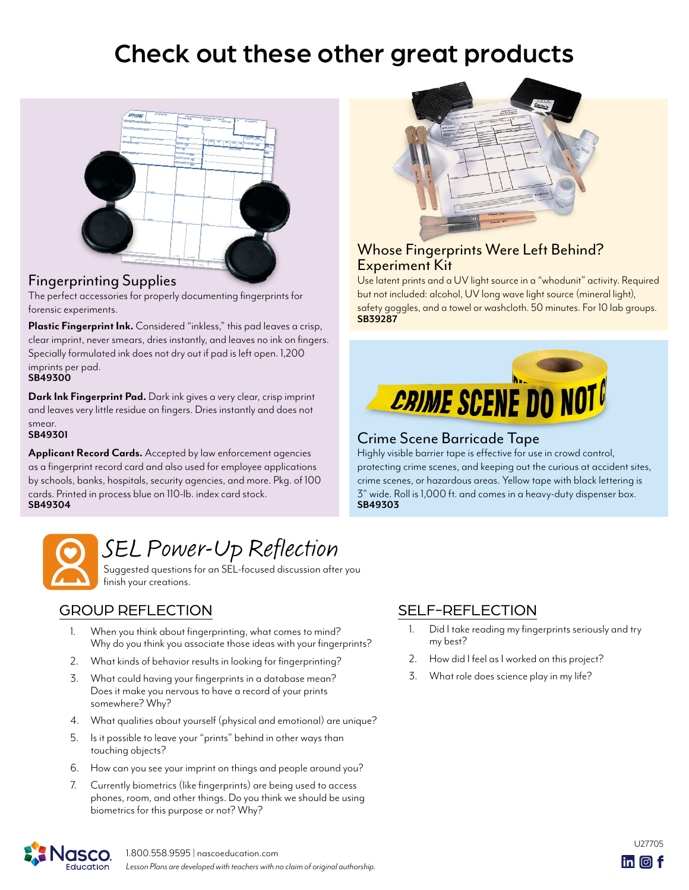# Check out these other great products

## Fingerprinting Supplies

The perfect accessories for properly documenting fingerprints for forensic experiments.

**Plastic Fingerprint Ink.** Considered "inkless," this pad leaves a crisp, clear imprint, never smears, dries instantly, and leaves no ink on fingers. Specially formulated ink does not dry out if pad is left open. 1,200 imprints per pad.
**SB49300**

**Dark Ink Fingerprint Pad.** Dark ink gives a very clear, crisp imprint and leaves very little residue on fingers. Dries instantly and does not smear.
**SB49301**

**Applicant Record Cards.** Accepted by law enforcement agencies as a fingerprint record card and also used for employee applications by schools, banks, hospitals, security agencies, and more. Pkg. of 100 cards. Printed in process blue on 110-lb. index card stock.
**SB49304**

## Whose Fingerprints Were Left Behind? Experiment Kit

Use latent prints and a UV light source in a "whodunit" activity. Required but not included: alcohol, UV long wave light source (mineral light), safety goggles, and a towel or washcloth. 50 minutes. For 10 lab groups.
**SB39287**

## Crime Scene Barricade Tape

Highly visible barrier tape is effective for use in crowd control, protecting crime scenes, and keeping out the curious at accident sites, crime scenes, or hazardous areas. Yellow tape with black lettering is 3" wide. Roll is 1,000 ft. and comes in a heavy-duty dispenser box.
**SB49303**

# SEL Power-Up Reflection

Suggested questions for an SEL-focused discussion after you finish your creations.

## GROUP REFLECTION

1. When you think about fingerprinting, what comes to mind? Why do you think you associate those ideas with your fingerprints?
2. What kinds of behavior results in looking for fingerprinting?
3. What could having your fingerprints in a database mean? Does it make you nervous to have a record of your prints somewhere? Why?
4. What qualities about yourself (physical and emotional) are unique?
5. Is it possible to leave your "prints" behind in other ways than touching objects?
6. How can you see your imprint on things and people around you?
7. Currently biometrics (like fingerprints) are being used to access phones, room, and other things. Do you think we should be using biometrics for this purpose or not? Why?

## SELF-REFLECTION

1. Did I take reading my fingerprints seriously and try my best?
2. How did I feel as I worked on this project?
3. What role does science play in my life?

1.800.558.9595 | nascoeducation.com

*Lesson Plans are developed with teachers with no claim of original authorship.*

U27705